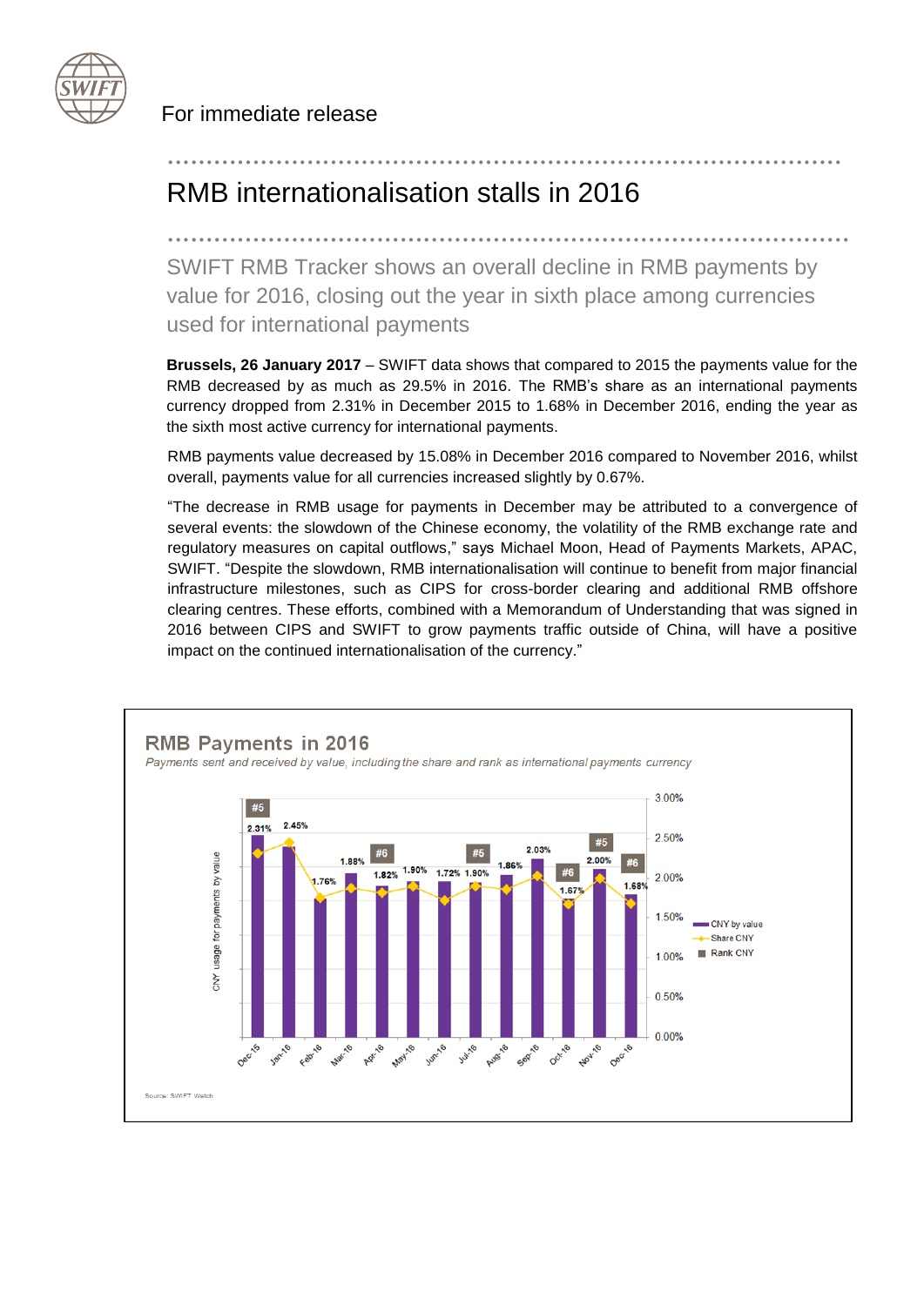For immediate release

# RMB internationalisation stalls in 2016

## SWIFT RMB Tracker shows an overall decline in RMB payments by value for 2016, closing out the year in sixth place among currencies used for international payments

**Brussels, 26 January 2017** – SWIFT data shows that compared to 2015 the payments value for the RMB decreased by as much as 29.5% in 2016. The RMB's share as an international payments currency dropped from 2.31% in December 2015 to 1.68% in December 2016, ending the year as the sixth most active currency for international payments.

RMB payments value decreased by 15.08% in December 2016 compared to November 2016, whilst overall, payments value for all currencies increased slightly by 0.67%.

"The decrease in RMB usage for payments in December may be attributed to a convergence of several events: the slowdown of the Chinese economy, the volatility of the RMB exchange rate and regulatory measures on capital outflows," says Michael Moon, Head of Payments Markets, APAC, SWIFT. "Despite the slowdown, RMB internationalisation will continue to benefit from major financial infrastructure milestones, such as CIPS for cross-border clearing and additional RMB offshore clearing centres. These efforts, combined with a Memorandum of Understanding that was signed in 2016 between CIPS and SWIFT to grow payments traffic outside of China, will have a positive impact on the continued internationalisation of the currency."

**RMB Payments in 2016**

*Payments sent and received by value, including the share and rank as international payments currency*

| Month | Share CNY | Rank CNY |
|---|---|---|
| Dec-15 | 2.31% | #5 |
| Jan-16 | 2.45% | |
| Feb-16 | 1.76% | |
| Mar-16 | 1.88% | |
| Apr-16 | 1.82% | #6 |
| May-16 | 1.90% | |
| Jun-16 | 1.72% | |
| Jul-16 | 1.90% | #5 |
| Aug-16 | 1.86% | |
| Sep-16 | 2.03% | |
| Oct-16 | 1.67% | #6 |
| Nov-16 | 2.00% | #5 |
| Dec-16 | 1.68% | #6 |

Source: SWIFT Watch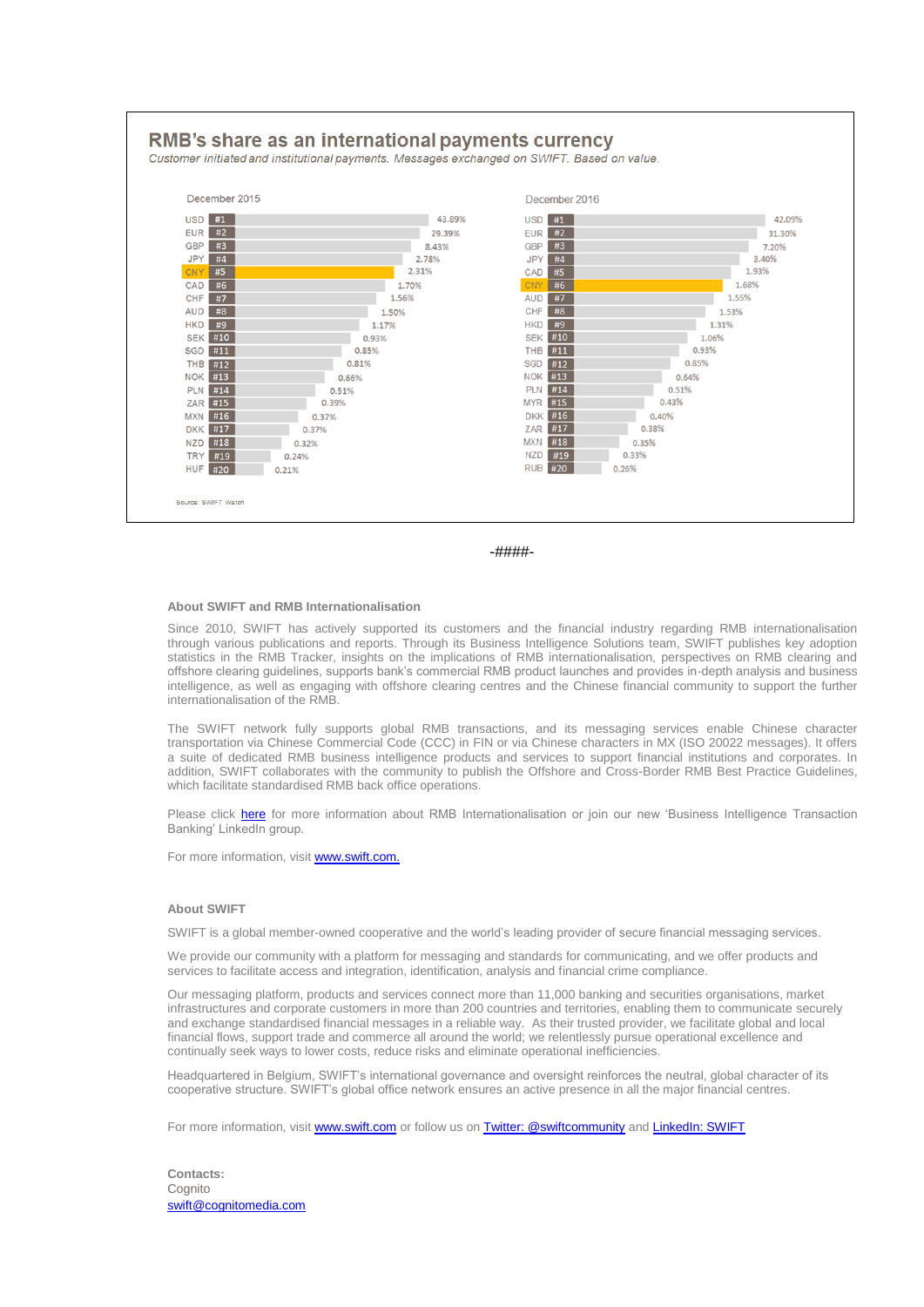## RMB's share as an international payments currency

*Customer initiated and institutional payments. Messages exchanged on SWIFT. Based on value.*

| December 2015 | | | December 2016 | | |
|---|---|---|---|---|---|
| USD | #1 | 43.89% | USD | #1 | 42.09% |
| EUR | #2 | 29.39% | EUR | #2 | 31.30% |
| GBP | #3 | 8.43% | GBP | #3 | 7.20% |
| JPY | #4 | 2.78% | JPY | #4 | 3.40% |
| CNY | #5 | 2.31% | CAD | #5 | 1.93% |
| CAD | #6 | 1.70% | CNY | #6 | 1.68% |
| CHF | #7 | 1.56% | AUD | #7 | 1.55% |
| AUD | #8 | 1.50% | CHF | #8 | 1.53% |
| HKD | #9 | 1.17% | HKD | #9 | 1.31% |
| SEK | #10 | 0.93% | SEK | #10 | 1.06% |
| SGD | #11 | 0.85% | THB | #11 | 0.93% |
| THB | #12 | 0.81% | SGD | #12 | 0.85% |
| NOK | #13 | 0.66% | NOK | #13 | 0.64% |
| PLN | #14 | 0.51% | PLN | #14 | 0.51% |
| ZAR | #15 | 0.39% | MYR | #15 | 0.43% |
| MXN | #16 | 0.37% | DKK | #16 | 0.40% |
| DKK | #17 | 0.37% | ZAR | #17 | 0.38% |
| NZD | #18 | 0.32% | MXN | #18 | 0.35% |
| TRY | #19 | 0.24% | NZD | #19 | 0.33% |
| HUF | #20 | 0.21% | RUB | #20 | 0.26% |

Source: SWIFT Watch

-####-

**About SWIFT and RMB Internationalisation**

Since 2010, SWIFT has actively supported its customers and the financial industry regarding RMB internationalisation through various publications and reports. Through its Business Intelligence Solutions team, SWIFT publishes key adoption statistics in the RMB Tracker, insights on the implications of RMB internationalisation, perspectives on RMB clearing and offshore clearing guidelines, supports bank's commercial RMB product launches and provides in-depth analysis and business intelligence, as well as engaging with offshore clearing centres and the Chinese financial community to support the further internationalisation of the RMB.

The SWIFT network fully supports global RMB transactions, and its messaging services enable Chinese character transportation via Chinese Commercial Code (CCC) in FIN or via Chinese characters in MX (ISO 20022 messages). It offers a suite of dedicated RMB business intelligence products and services to support financial institutions and corporates. In addition, SWIFT collaborates with the community to publish the Offshore and Cross-Border RMB Best Practice Guidelines, which facilitate standardised RMB back office operations.

Please click [here]() for more information about RMB Internationalisation or join our new 'Business Intelligence Transaction Banking' LinkedIn group.

For more information, visit [www.swift.com.](http://www.swift.com)

**About SWIFT**

SWIFT is a global member-owned cooperative and the world's leading provider of secure financial messaging services.

We provide our community with a platform for messaging and standards for communicating, and we offer products and services to facilitate access and integration, identification, analysis and financial crime compliance.

Our messaging platform, products and services connect more than 11,000 banking and securities organisations, market infrastructures and corporate customers in more than 200 countries and territories, enabling them to communicate securely and exchange standardised financial messages in a reliable way. As their trusted provider, we facilitate global and local financial flows, support trade and commerce all around the world; we relentlessly pursue operational excellence and continually seek ways to lower costs, reduce risks and eliminate operational inefficiencies.

Headquartered in Belgium, SWIFT's international governance and oversight reinforces the neutral, global character of its cooperative structure. SWIFT's global office network ensures an active presence in all the major financial centres.

For more information, visit [www.swift.com](http://www.swift.com) or follow us on [Twitter: @swiftcommunity]() and [LinkedIn: SWIFT]()

**Contacts:**
Cognito
[swift@cognitomedia.com](mailto:swift@cognitomedia.com)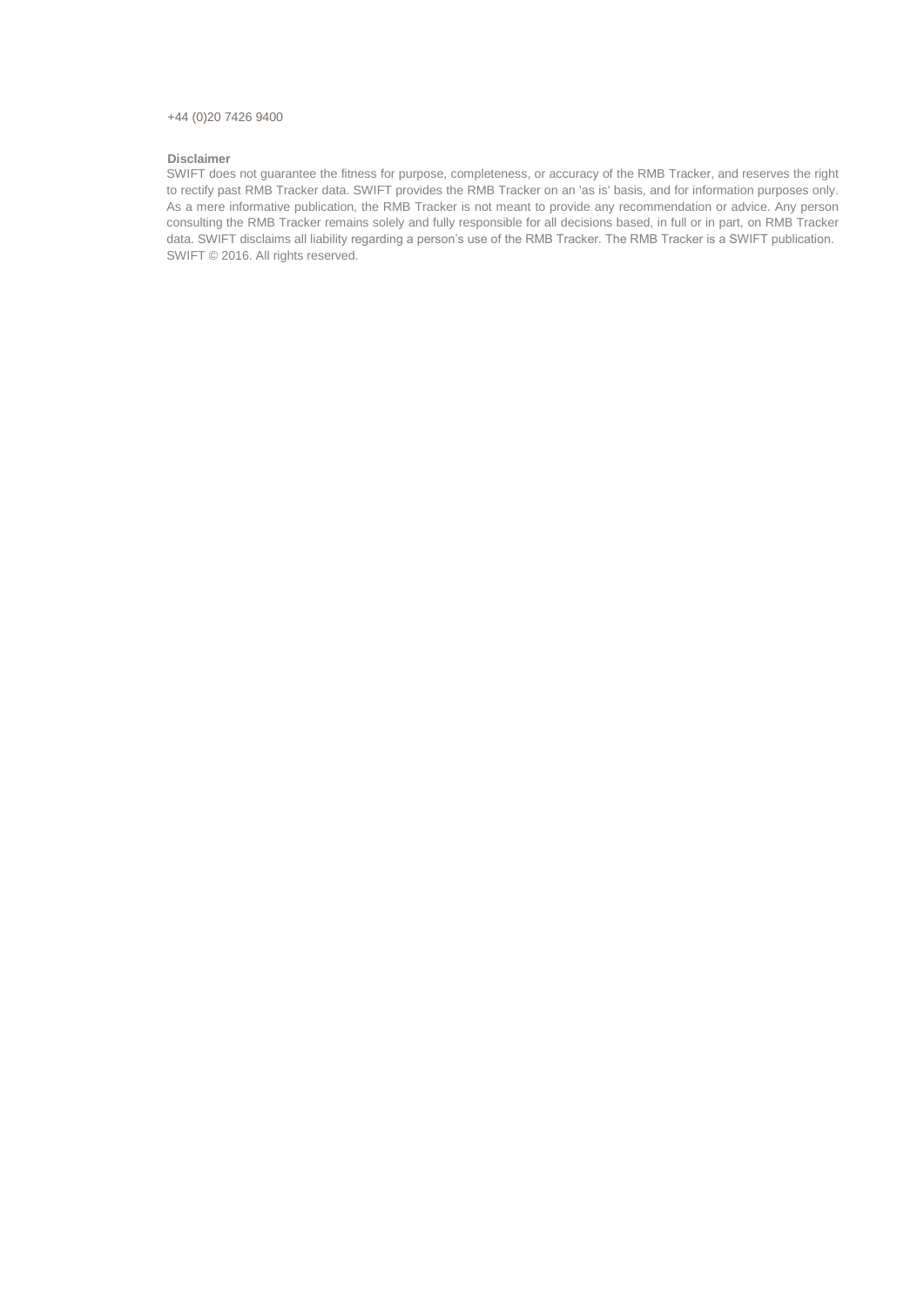+44 (0)20 7426 9400

**Disclaimer**

SWIFT does not guarantee the fitness for purpose, completeness, or accuracy of the RMB Tracker, and reserves the right to rectify past RMB Tracker data. SWIFT provides the RMB Tracker on an 'as is' basis, and for information purposes only. As a mere informative publication, the RMB Tracker is not meant to provide any recommendation or advice. Any person consulting the RMB Tracker remains solely and fully responsible for all decisions based, in full or in part, on RMB Tracker data. SWIFT disclaims all liability regarding a person's use of the RMB Tracker. The RMB Tracker is a SWIFT publication.
SWIFT © 2016. All rights reserved.